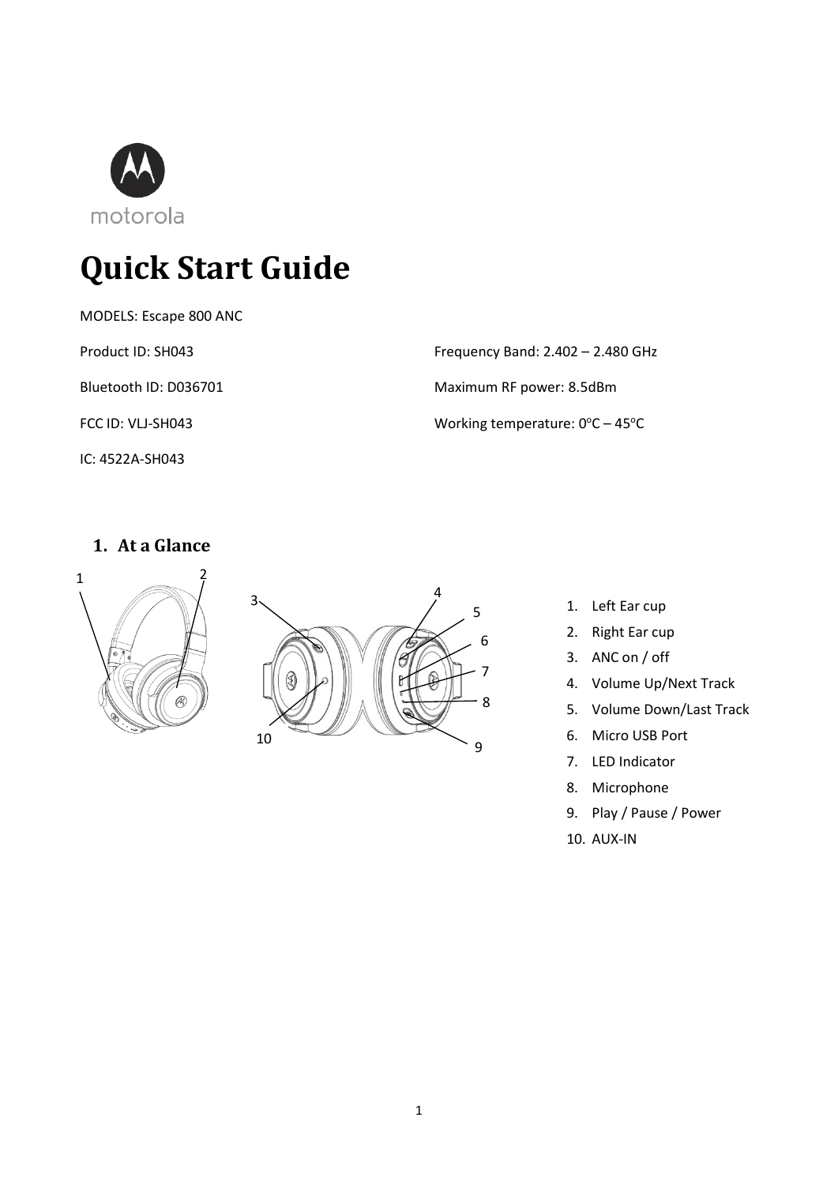motorola

# Quick Start Guide

MODELS: Escape 800 ANC

Product ID: SH043

Bluetooth ID: D036701

FCC ID: VLJ-SH043

IC: 4522A-SH043

Frequency Band: 2.402 – 2.480 GHz

Maximum RF power: 8.5dBm

Working temperature: $0^oC$ – $45^oC$

## 1. At a Glance

1. Left Ear cup
2. Right Ear cup
3. ANC on / off
4. Volume Up/Next Track
5. Volume Down/Last Track
6. Micro USB Port
7. LED Indicator
8. Microphone
9. Play / Pause / Power
10. AUX-IN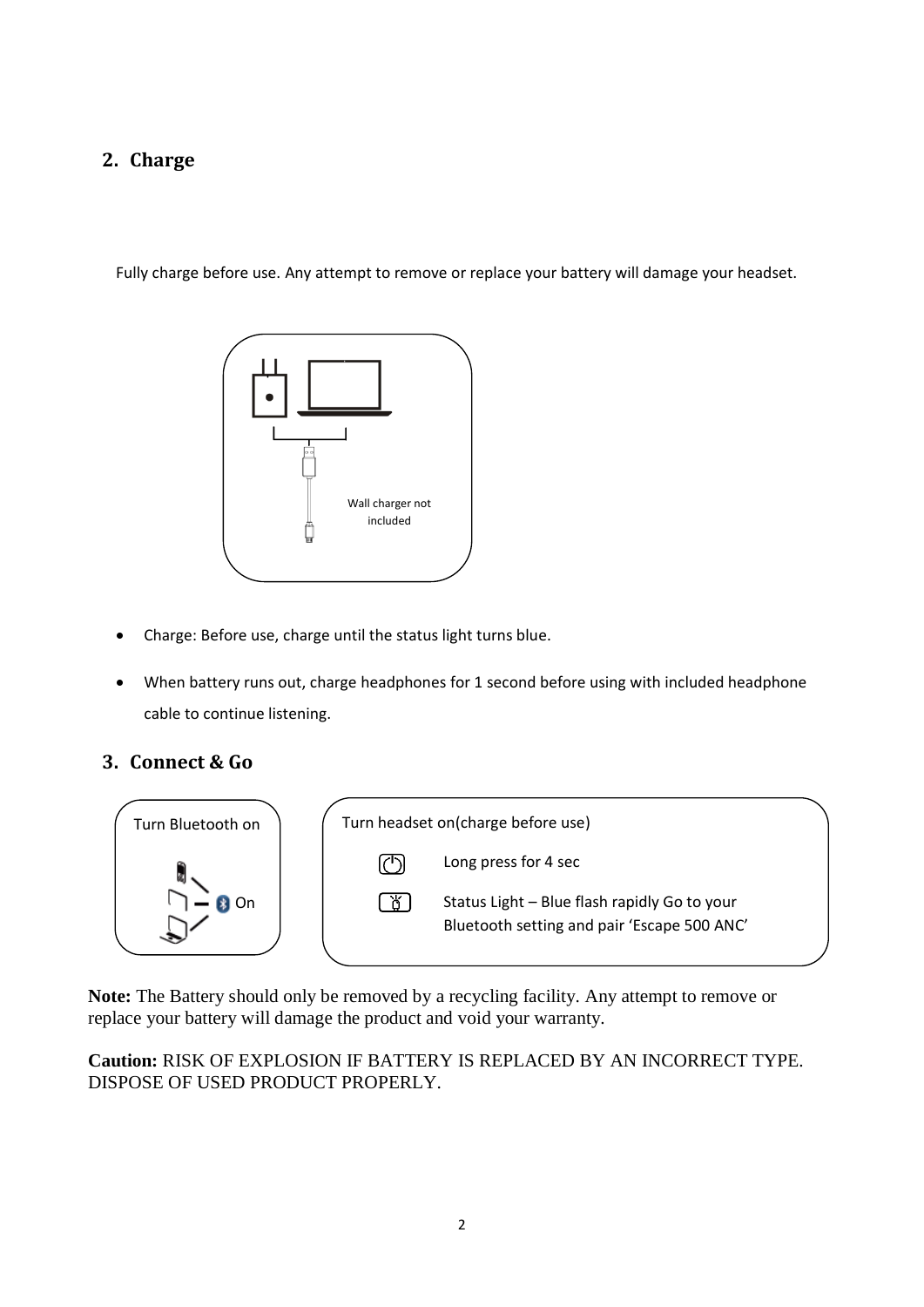## 2. Charge

Fully charge before use. Any attempt to remove or replace your battery will damage your headset.

Wall charger not included

- Charge: Before use, charge until the status light turns blue.
- When battery runs out, charge headphones for 1 second before using with included headphone cable to continue listening.

## 3. Connect & Go

Turn Bluetooth on

On

Turn headset on(charge before use)

Long press for 4 sec

Status Light – Blue flash rapidly Go to your Bluetooth setting and pair 'Escape 500 ANC'

**Note:** The Battery should only be removed by a recycling facility. Any attempt to remove or replace your battery will damage the product and void your warranty.

**Caution:** RISK OF EXPLOSION IF BATTERY IS REPLACED BY AN INCORRECT TYPE. DISPOSE OF USED PRODUCT PROPERLY.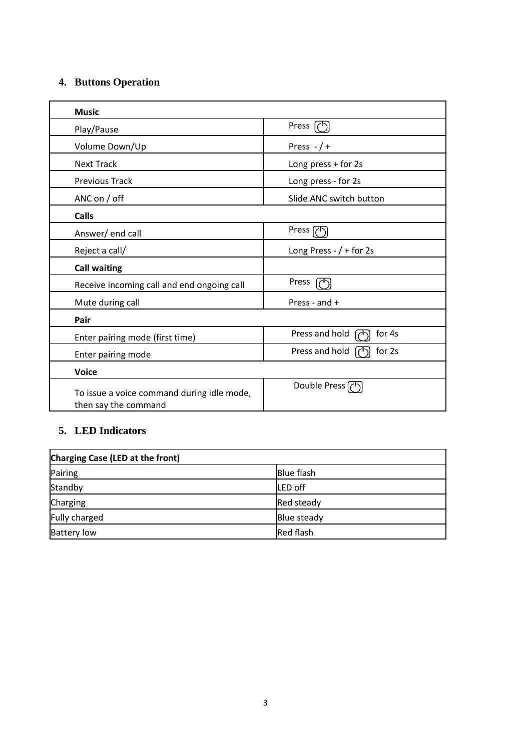## 4. Buttons Operation

| **Music** | |
|---|---|
| Play/Pause | Press ⏻ |
| Volume Down/Up | Press - / + |
| Next Track | Long press + for 2s |
| Previous Track | Long press - for 2s |
| ANC on / off | Slide ANC switch button |
| **Calls** | |
| Answer/ end call | Press ⏻ |
| Reject a call/ | Long Press - / + for 2s |
| **Call waiting** | |
| Receive incoming call and end ongoing call | Press ⏻ |
| Mute during call | Press - and + |
| **Pair** | |
| Enter pairing mode (first time) | Press and hold ⏻ for 4s |
| Enter pairing mode | Press and hold ⏻ for 2s |
| **Voice** | |
| To issue a voice command during idle mode, then say the command | Double Press ⏻ |

## 5. LED Indicators

| **Charging Case (LED at the front)** | |
|---|---|
| Pairing | Blue flash |
| Standby | LED off |
| Charging | Red steady |
| Fully charged | Blue steady |
| Battery low | Red flash |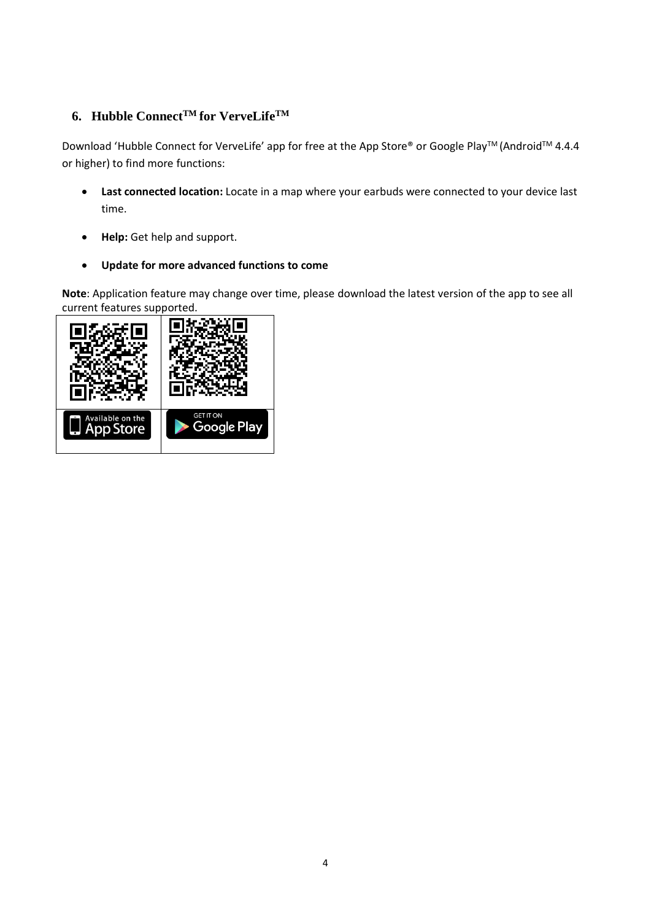## 6. Hubble Connect™ for VerveLife™

Download 'Hubble Connect for VerveLife' app for free at the App Store® or Google Play™ (Android™ 4.4.4 or higher) to find more functions:

- **Last connected location:** Locate in a map where your earbuds were connected to your device last time.
- **Help:** Get help and support.
- **Update for more advanced functions to come**

**Note**: Application feature may change over time, please download the latest version of the app to see all current features supported.

| | |
|---|---|
| Available on the App Store | GET IT ON Google Play |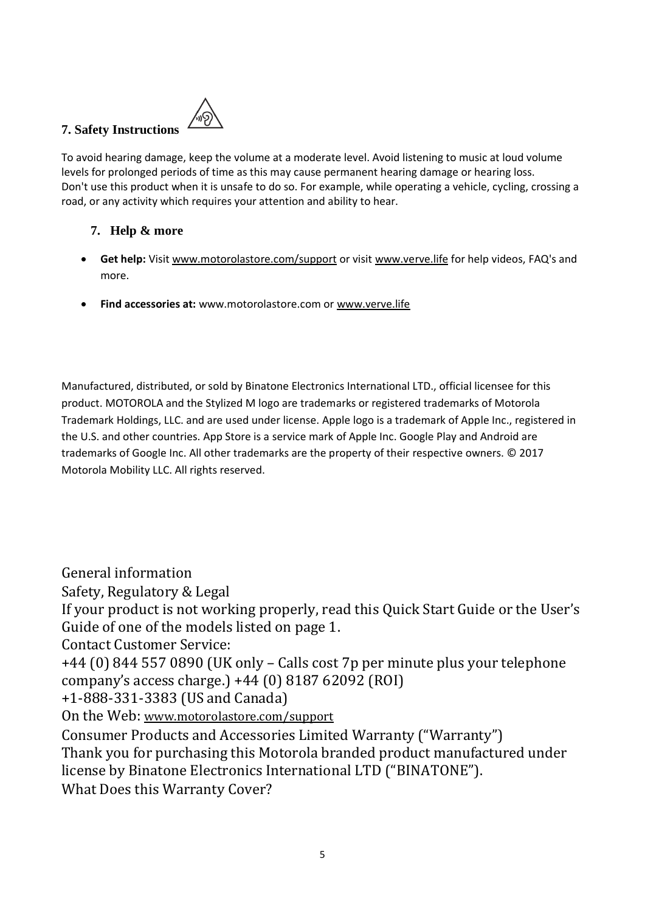## 7. Safety Instructions

To avoid hearing damage, keep the volume at a moderate level. Avoid listening to music at loud volume levels for prolonged periods of time as this may cause permanent hearing damage or hearing loss.
Don't use this product when it is unsafe to do so. For example, while operating a vehicle, cycling, crossing a road, or any activity which requires your attention and ability to hear.

## 7. Help & more

- **Get help:** Visit www.motorolastore.com/support or visit www.verve.life for help videos, FAQ's and more.
- **Find accessories at:** www.motorolastore.com or www.verve.life

Manufactured, distributed, or sold by Binatone Electronics International LTD., official licensee for this product. MOTOROLA and the Stylized M logo are trademarks or registered trademarks of Motorola Trademark Holdings, LLC. and are used under license. Apple logo is a trademark of Apple Inc., registered in the U.S. and other countries. App Store is a service mark of Apple Inc. Google Play and Android are trademarks of Google Inc. All other trademarks are the property of their respective owners. © 2017 Motorola Mobility LLC. All rights reserved.

General information

Safety, Regulatory & Legal

If your product is not working properly, read this Quick Start Guide or the User's Guide of one of the models listed on page 1.

Contact Customer Service:

+44 (0) 844 557 0890 (UK only – Calls cost 7p per minute plus your telephone company's access charge.) +44 (0) 8187 62092 (ROI)

+1-888-331-3383 (US and Canada)

On the Web: www.motorolastore.com/support

Consumer Products and Accessories Limited Warranty ("Warranty")

Thank you for purchasing this Motorola branded product manufactured under license by Binatone Electronics International LTD ("BINATONE").

What Does this Warranty Cover?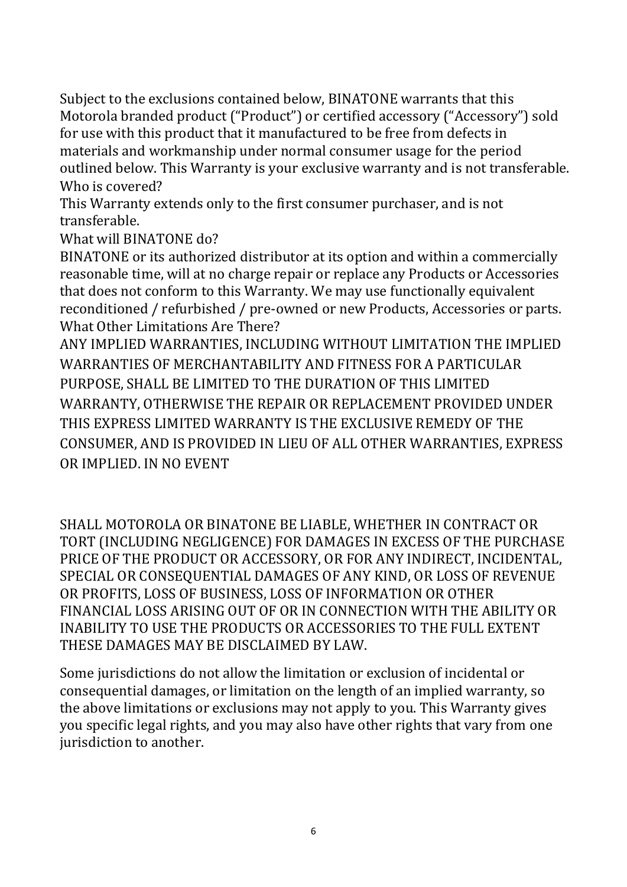Subject to the exclusions contained below, BINATONE warrants that this Motorola branded product ("Product") or certified accessory ("Accessory") sold for use with this product that it manufactured to be free from defects in materials and workmanship under normal consumer usage for the period outlined below. This Warranty is your exclusive warranty and is not transferable.

**Who is covered?**

This Warranty extends only to the first consumer purchaser, and is not transferable.

**What will BINATONE do?**

BINATONE or its authorized distributor at its option and within a commercially reasonable time, will at no charge repair or replace any Products or Accessories that does not conform to this Warranty. We may use functionally equivalent reconditioned / refurbished / pre-owned or new Products, Accessories or parts.

**What Other Limitations Are There?**

ANY IMPLIED WARRANTIES, INCLUDING WITHOUT LIMITATION THE IMPLIED WARRANTIES OF MERCHANTABILITY AND FITNESS FOR A PARTICULAR PURPOSE, SHALL BE LIMITED TO THE DURATION OF THIS LIMITED WARRANTY, OTHERWISE THE REPAIR OR REPLACEMENT PROVIDED UNDER THIS EXPRESS LIMITED WARRANTY IS THE EXCLUSIVE REMEDY OF THE CONSUMER, AND IS PROVIDED IN LIEU OF ALL OTHER WARRANTIES, EXPRESS OR IMPLIED. IN NO EVENT SHALL MOTOROLA OR BINATONE BE LIABLE, WHETHER IN CONTRACT OR TORT (INCLUDING NEGLIGENCE) FOR DAMAGES IN EXCESS OF THE PURCHASE PRICE OF THE PRODUCT OR ACCESSORY, OR FOR ANY INDIRECT, INCIDENTAL, SPECIAL OR CONSEQUENTIAL DAMAGES OF ANY KIND, OR LOSS OF REVENUE OR PROFITS, LOSS OF BUSINESS, LOSS OF INFORMATION OR OTHER FINANCIAL LOSS ARISING OUT OF OR IN CONNECTION WITH THE ABILITY OR INABILITY TO USE THE PRODUCTS OR ACCESSORIES TO THE FULL EXTENT THESE DAMAGES MAY BE DISCLAIMED BY LAW.

Some jurisdictions do not allow the limitation or exclusion of incidental or consequential damages, or limitation on the length of an implied warranty, so the above limitations or exclusions may not apply to you. This Warranty gives you specific legal rights, and you may also have other rights that vary from one jurisdiction to another.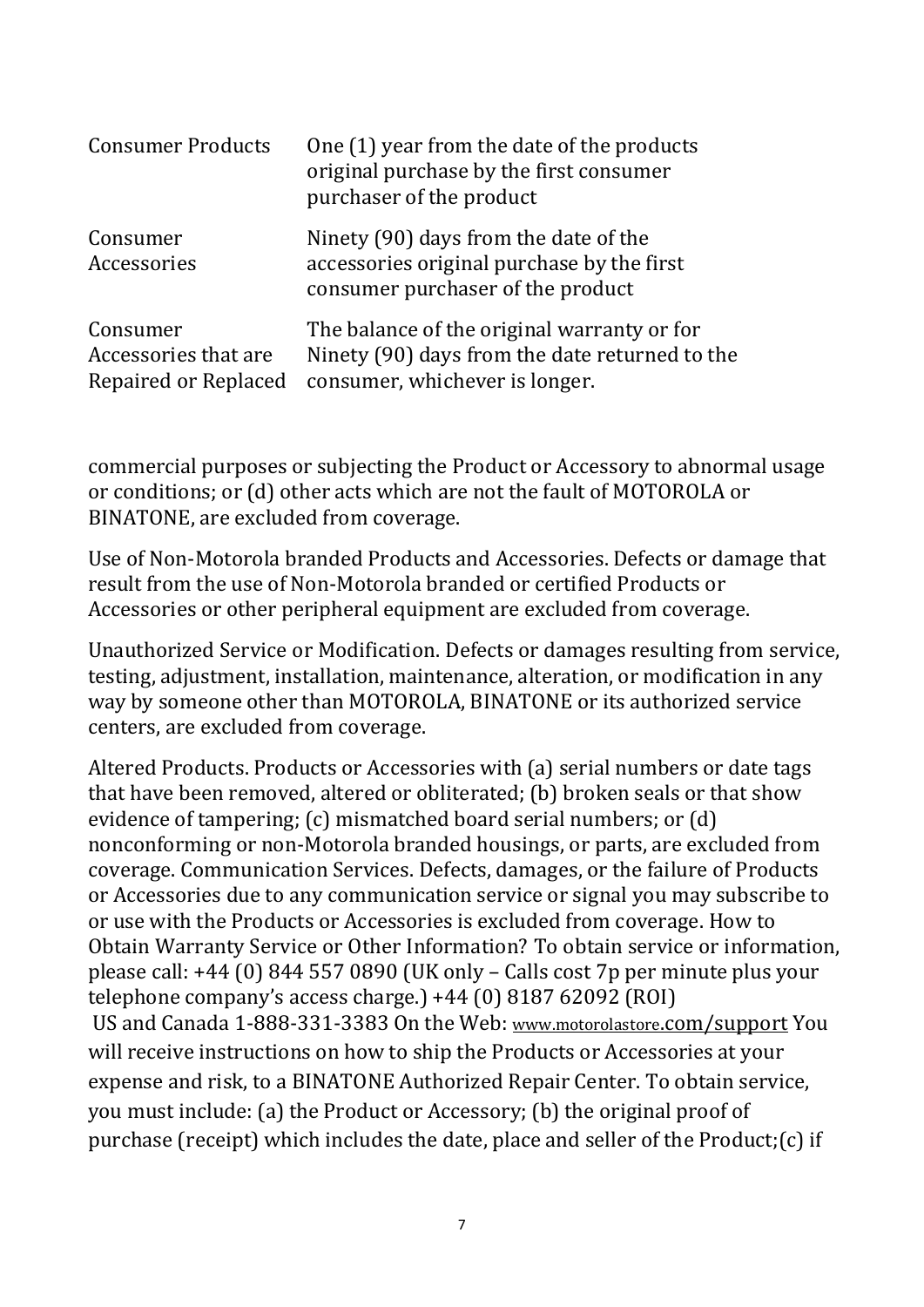| | |
|---|---|
| Consumer Products | One (1) year from the date of the products original purchase by the first consumer purchaser of the product |
| Consumer Accessories | Ninety (90) days from the date of the accessories original purchase by the first consumer purchaser of the product |
| Consumer Accessories that are Repaired or Replaced | The balance of the original warranty or for Ninety (90) days from the date returned to the consumer, whichever is longer. |

commercial purposes or subjecting the Product or Accessory to abnormal usage or conditions; or (d) other acts which are not the fault of MOTOROLA or BINATONE, are excluded from coverage.

Use of Non-Motorola branded Products and Accessories. Defects or damage that result from the use of Non-Motorola branded or certified Products or Accessories or other peripheral equipment are excluded from coverage.

Unauthorized Service or Modification. Defects or damages resulting from service, testing, adjustment, installation, maintenance, alteration, or modification in any way by someone other than MOTOROLA, BINATONE or its authorized service centers, are excluded from coverage.

Altered Products. Products or Accessories with (a) serial numbers or date tags that have been removed, altered or obliterated; (b) broken seals or that show evidence of tampering; (c) mismatched board serial numbers; or (d) nonconforming or non-Motorola branded housings, or parts, are excluded from coverage. Communication Services. Defects, damages, or the failure of Products or Accessories due to any communication service or signal you may subscribe to or use with the Products or Accessories is excluded from coverage. How to Obtain Warranty Service or Other Information? To obtain service or information, please call: +44 (0) 844 557 0890 (UK only – Calls cost 7p per minute plus your telephone company's access charge.) +44 (0) 8187 62092 (ROI)
US and Canada 1-888-331-3383 On the Web: www.motorolastore.com/support You will receive instructions on how to ship the Products or Accessories at your expense and risk, to a BINATONE Authorized Repair Center. To obtain service, you must include: (a) the Product or Accessory; (b) the original proof of purchase (receipt) which includes the date, place and seller of the Product;(c) if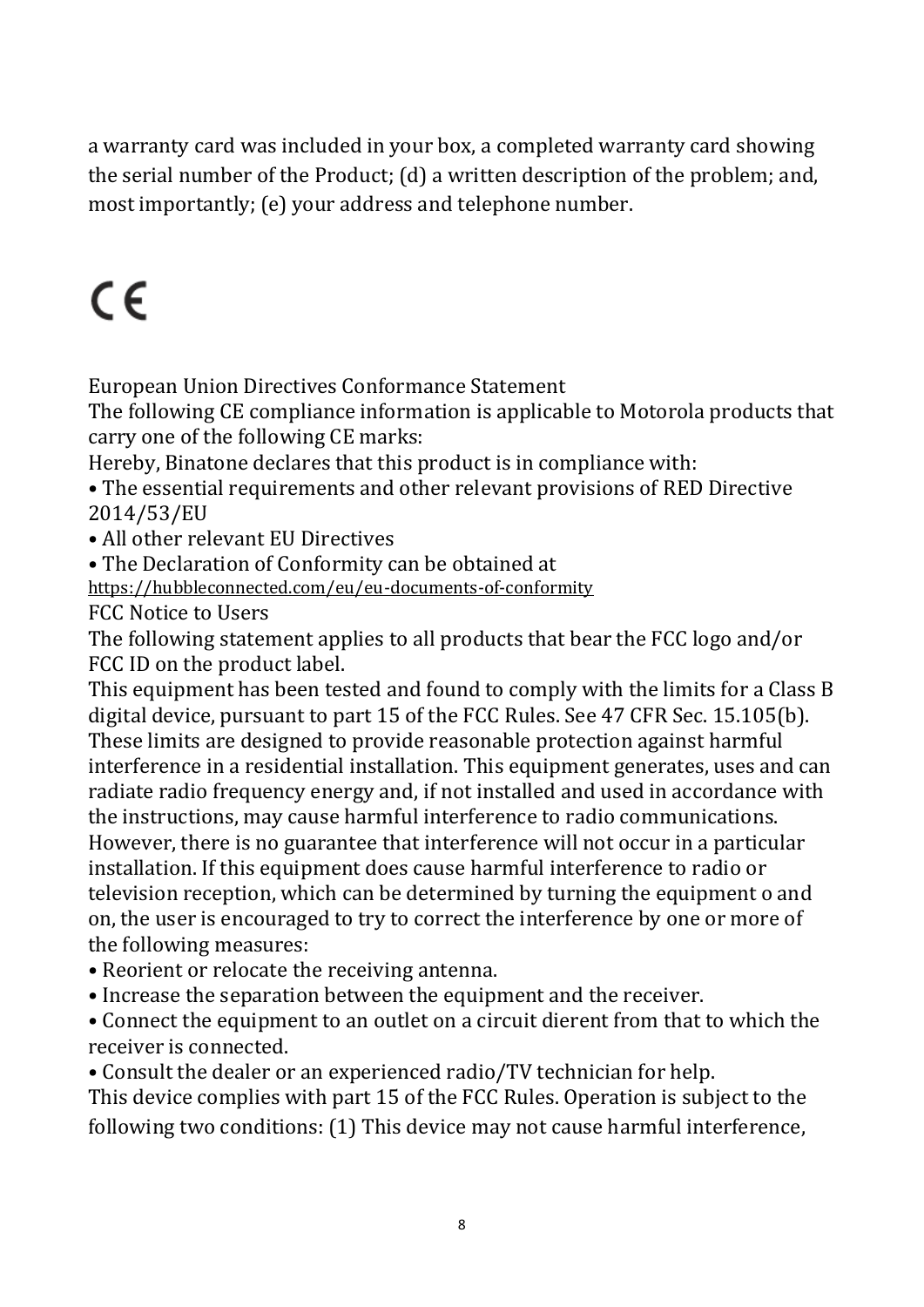a warranty card was included in your box, a completed warranty card showing the serial number of the Product; (d) a written description of the problem; and, most importantly; (e) your address and telephone number.

CE

European Union Directives Conformance Statement

The following CE compliance information is applicable to Motorola products that carry one of the following CE marks:

Hereby, Binatone declares that this product is in compliance with:

- The essential requirements and other relevant provisions of RED Directive 2014/53/EU
- All other relevant EU Directives
- The Declaration of Conformity can be obtained at

https://hubbleconnected.com/eu/eu-documents-of-conformity

FCC Notice to Users

The following statement applies to all products that bear the FCC logo and/or FCC ID on the product label.

This equipment has been tested and found to comply with the limits for a Class B digital device, pursuant to part 15 of the FCC Rules. See 47 CFR Sec. 15.105(b). These limits are designed to provide reasonable protection against harmful interference in a residential installation. This equipment generates, uses and can radiate radio frequency energy and, if not installed and used in accordance with the instructions, may cause harmful interference to radio communications. However, there is no guarantee that interference will not occur in a particular installation. If this equipment does cause harmful interference to radio or television reception, which can be determined by turning the equipment o and on, the user is encouraged to try to correct the interference by one or more of the following measures:

- Reorient or relocate the receiving antenna.
- Increase the separation between the equipment and the receiver.
- Connect the equipment to an outlet on a circuit dierent from that to which the receiver is connected.
- Consult the dealer or an experienced radio/TV technician for help.

This device complies with part 15 of the FCC Rules. Operation is subject to the following two conditions: (1) This device may not cause harmful interference,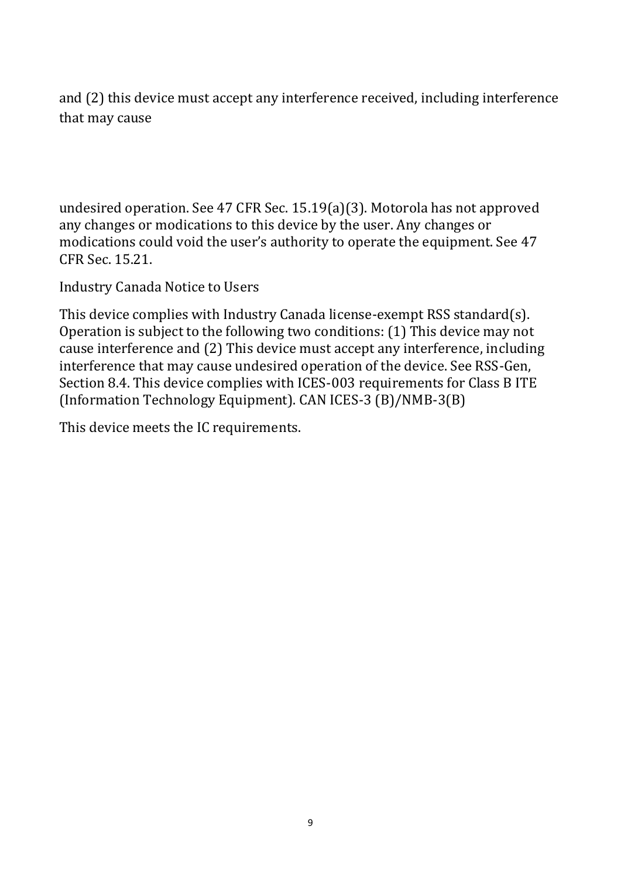and (2) this device must accept any interference received, including interference that may cause

undesired operation. See 47 CFR Sec. 15.19(a)(3). Motorola has not approved any changes or modications to this device by the user. Any changes or modications could void the user's authority to operate the equipment. See 47 CFR Sec. 15.21.

Industry Canada Notice to Users

This device complies with Industry Canada license-exempt RSS standard(s). Operation is subject to the following two conditions: (1) This device may not cause interference and (2) This device must accept any interference, including interference that may cause undesired operation of the device. See RSS-Gen, Section 8.4. This device complies with ICES-003 requirements for Class B ITE (Information Technology Equipment). CAN ICES-3 (B)/NMB-3(B)

This device meets the IC requirements.